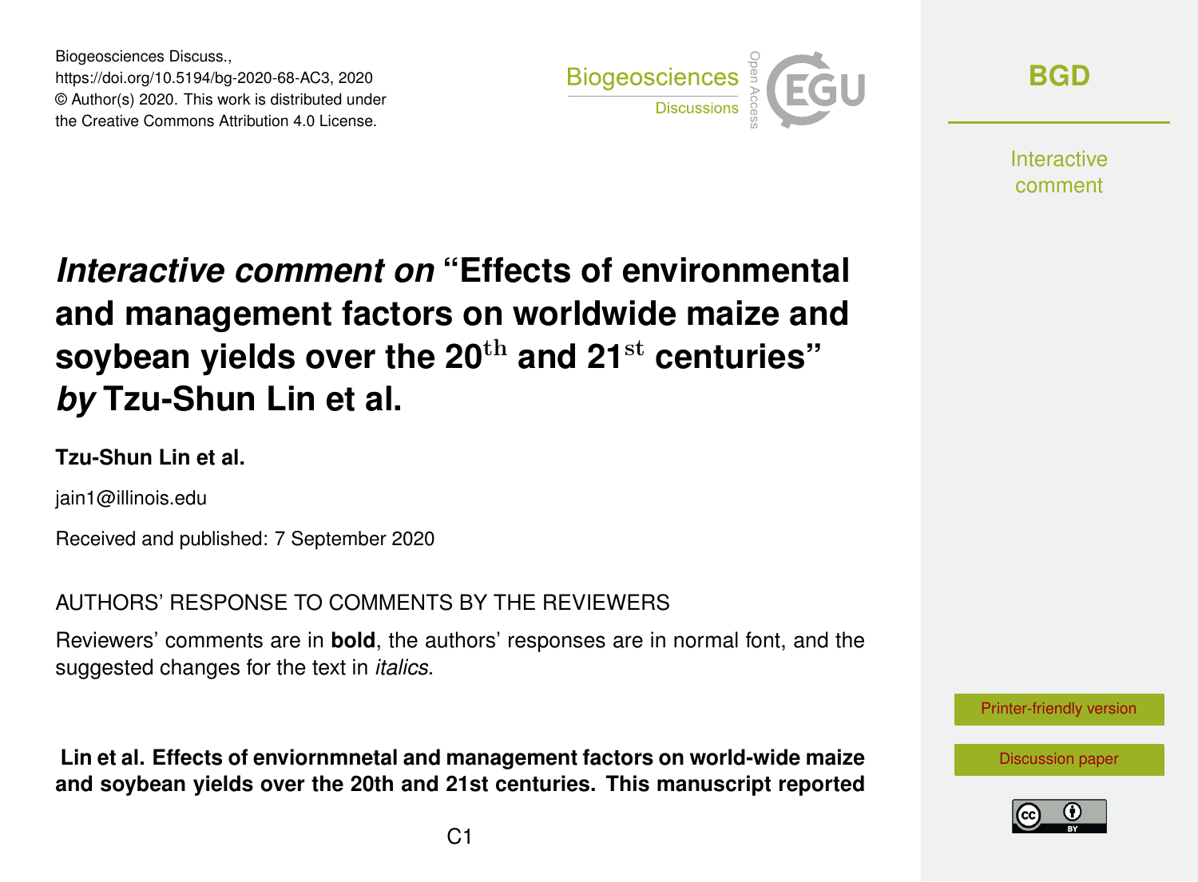Biogeosciences Discuss.,
https://doi.org/10.5194/bg-2020-68-AC3, 2020
© Author(s) 2020. This work is distributed under
the Creative Commons Attribution 4.0 License.

# *Interactive comment on* "Effects of environmental and management factors on worldwide maize and soybean yields over the 20$^{\mathrm{th}}$ and 21$^{\mathrm{st}}$ centuries" *by* Tzu-Shun Lin et al.

**Tzu-Shun Lin et al.**

jain1@illinois.edu

Received and published: 7 September 2020

AUTHORS' RESPONSE TO COMMENTS BY THE REVIEWERS

Reviewers' comments are in **bold**, the authors' responses are in normal font, and the suggested changes for the text in *italics*.

**Lin et al. Effects of enviornmnetal and management factors on world-wide maize and soybean yields over the 20th and 21st centuries. This manuscript reported**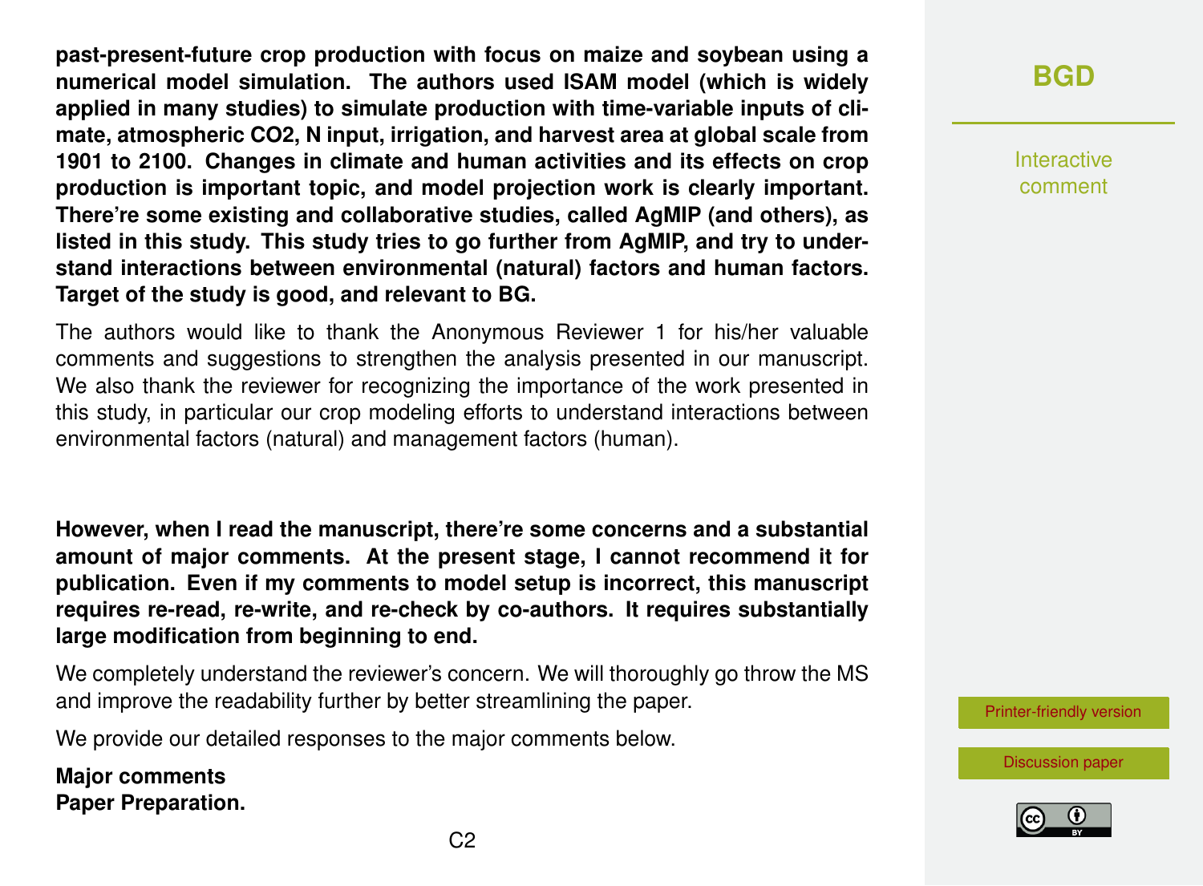**past-present-future crop production with focus on maize and soybean using a numerical model simulation. The authors used ISAM model (which is widely applied in many studies) to simulate production with time-variable inputs of climate, atmospheric CO2, N input, irrigation, and harvest area at global scale from 1901 to 2100. Changes in climate and human activities and its effects on crop production is important topic, and model projection work is clearly important. There're some existing and collaborative studies, called AgMIP (and others), as listed in this study. This study tries to go further from AgMIP, and try to understand interactions between environmental (natural) factors and human factors. Target of the study is good, and relevant to BG.**

The authors would like to thank the Anonymous Reviewer 1 for his/her valuable comments and suggestions to strengthen the analysis presented in our manuscript. We also thank the reviewer for recognizing the importance of the work presented in this study, in particular our crop modeling efforts to understand interactions between environmental factors (natural) and management factors (human).

**However, when I read the manuscript, there're some concerns and a substantial amount of major comments. At the present stage, I cannot recommend it for publication. Even if my comments to model setup is incorrect, this manuscript requires re-read, re-write, and re-check by co-authors. It requires substantially large modification from beginning to end.**

We completely understand the reviewer's concern. We will thoroughly go throw the MS and improve the readability further by better streamlining the paper.

We provide our detailed responses to the major comments below.

**Major comments**
**Paper Preparation.**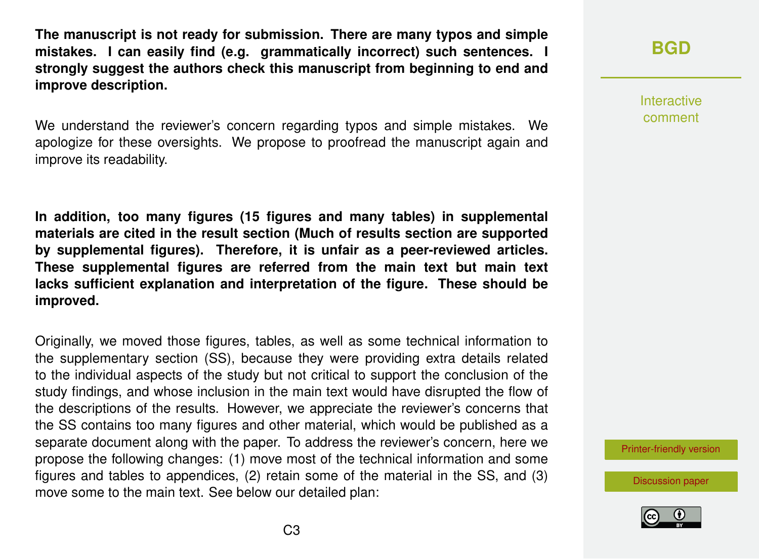**The manuscript is not ready for submission. There are many typos and simple mistakes. I can easily find (e.g. grammatically incorrect) such sentences. I strongly suggest the authors check this manuscript from beginning to end and improve description.**

We understand the reviewer's concern regarding typos and simple mistakes. We apologize for these oversights. We propose to proofread the manuscript again and improve its readability.

**In addition, too many figures (15 figures and many tables) in supplemental materials are cited in the result section (Much of results section are supported by supplemental figures). Therefore, it is unfair as a peer-reviewed articles. These supplemental figures are referred from the main text but main text lacks sufficient explanation and interpretation of the figure. These should be improved.**

Originally, we moved those figures, tables, as well as some technical information to the supplementary section (SS), because they were providing extra details related to the individual aspects of the study but not critical to support the conclusion of the study findings, and whose inclusion in the main text would have disrupted the flow of the descriptions of the results. However, we appreciate the reviewer's concerns that the SS contains too many figures and other material, which would be published as a separate document along with the paper. To address the reviewer's concern, here we propose the following changes: (1) move most of the technical information and some figures and tables to appendices, (2) retain some of the material in the SS, and (3) move some to the main text. See below our detailed plan: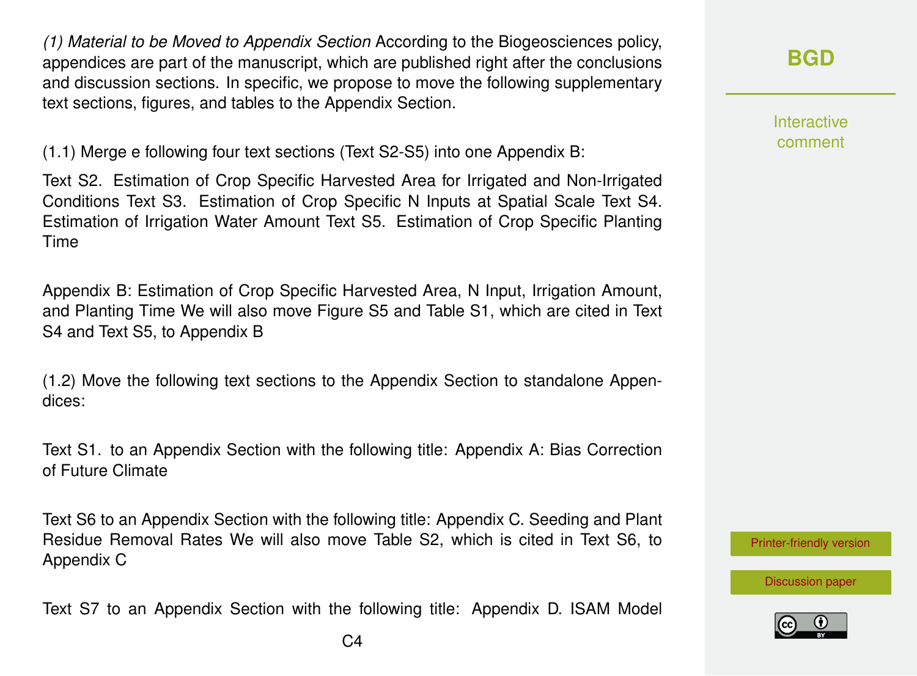*(1) Material to be Moved to Appendix Section* According to the Biogeosciences policy, appendices are part of the manuscript, which are published right after the conclusions and discussion sections. In specific, we propose to move the following supplementary text sections, figures, and tables to the Appendix Section.

(1.1) Merge e following four text sections (Text S2-S5) into one Appendix B:

Text S2. Estimation of Crop Specific Harvested Area for Irrigated and Non-Irrigated Conditions Text S3. Estimation of Crop Specific N Inputs at Spatial Scale Text S4. Estimation of Irrigation Water Amount Text S5. Estimation of Crop Specific Planting Time

Appendix B: Estimation of Crop Specific Harvested Area, N Input, Irrigation Amount, and Planting Time We will also move Figure S5 and Table S1, which are cited in Text S4 and Text S5, to Appendix B

(1.2) Move the following text sections to the Appendix Section to standalone Appendices:

Text S1. to an Appendix Section with the following title: Appendix A: Bias Correction of Future Climate

Text S6 to an Appendix Section with the following title: Appendix C. Seeding and Plant Residue Removal Rates We will also move Table S2, which is cited in Text S6, to Appendix C

Text S7 to an Appendix Section with the following title: Appendix D. ISAM Model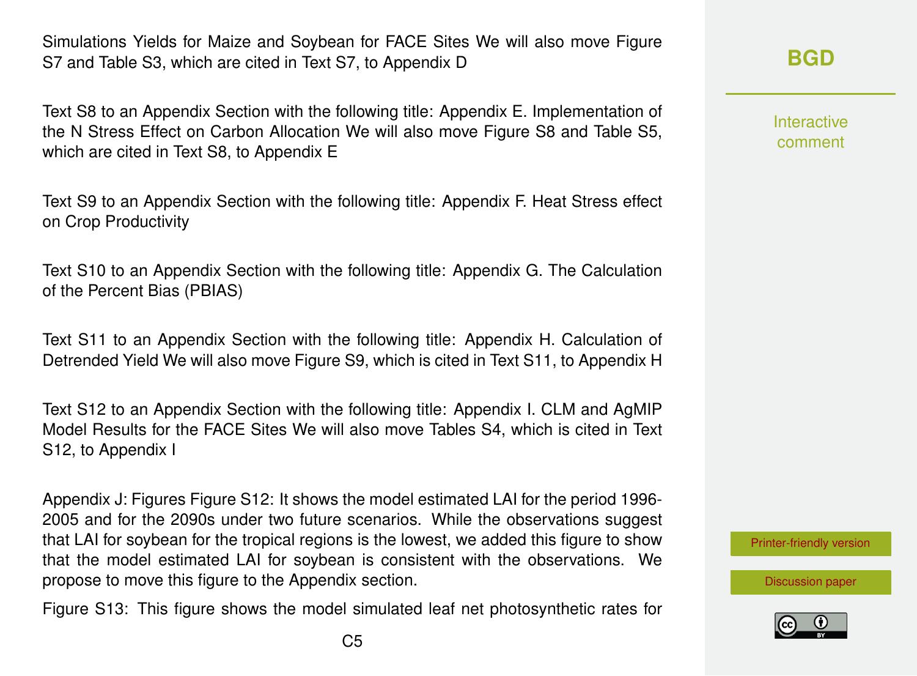Simulations Yields for Maize and Soybean for FACE Sites We will also move Figure S7 and Table S3, which are cited in Text S7, to Appendix D

Text S8 to an Appendix Section with the following title: Appendix E. Implementation of the N Stress Effect on Carbon Allocation We will also move Figure S8 and Table S5, which are cited in Text S8, to Appendix E

Text S9 to an Appendix Section with the following title: Appendix F. Heat Stress effect on Crop Productivity

Text S10 to an Appendix Section with the following title: Appendix G. The Calculation of the Percent Bias (PBIAS)

Text S11 to an Appendix Section with the following title: Appendix H. Calculation of Detrended Yield We will also move Figure S9, which is cited in Text S11, to Appendix H

Text S12 to an Appendix Section with the following title: Appendix I. CLM and AgMIP Model Results for the FACE Sites We will also move Tables S4, which is cited in Text S12, to Appendix I

Appendix J: Figures Figure S12: It shows the model estimated LAI for the period 1996-2005 and for the 2090s under two future scenarios. While the observations suggest that LAI for soybean for the tropical regions is the lowest, we added this figure to show that the model estimated LAI for soybean is consistent with the observations. We propose to move this figure to the Appendix section.

Figure S13: This figure shows the model simulated leaf net photosynthetic rates for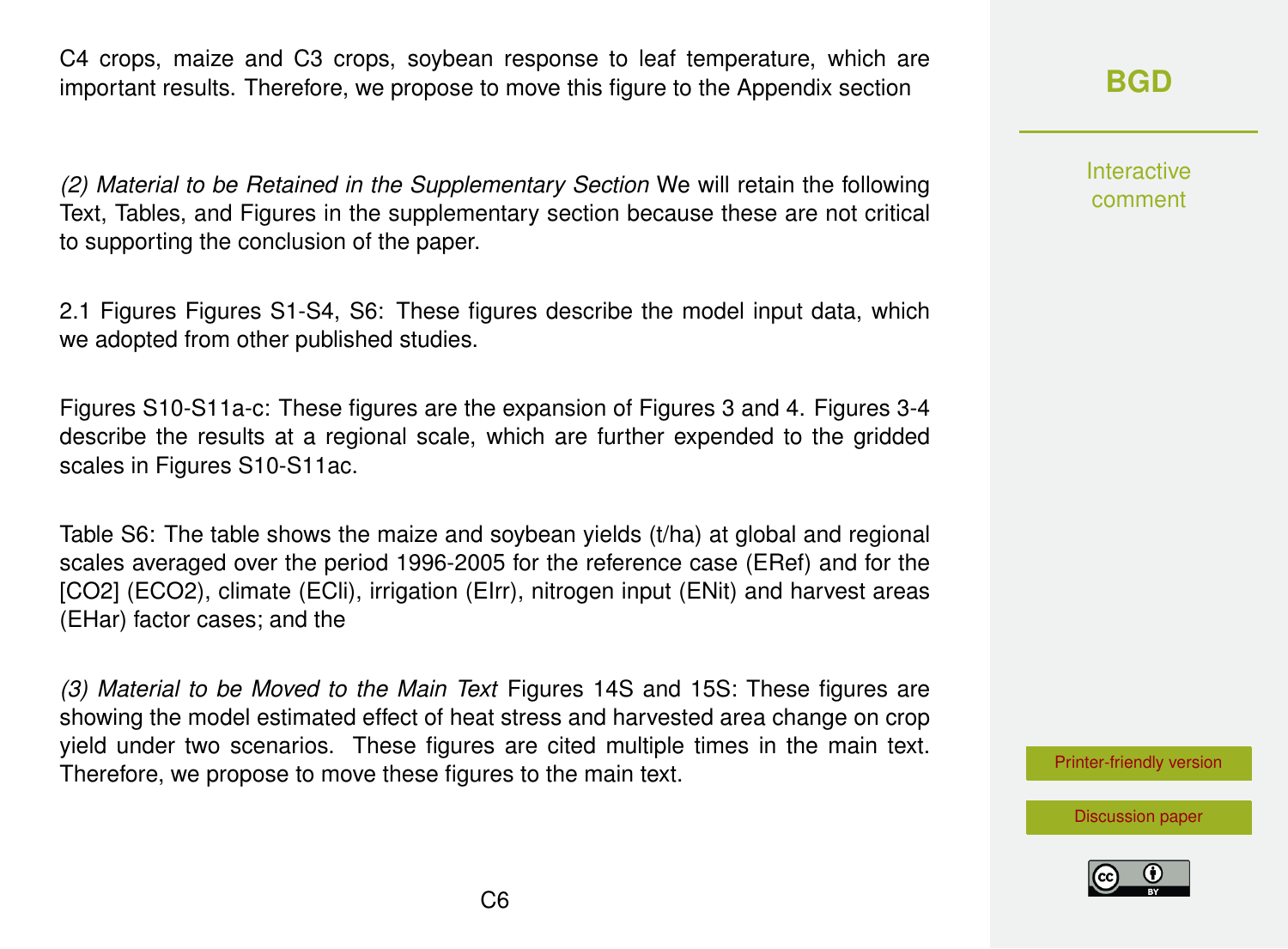C4 crops, maize and C3 crops, soybean response to leaf temperature, which are important results. Therefore, we propose to move this figure to the Appendix section

*(2) Material to be Retained in the Supplementary Section* We will retain the following Text, Tables, and Figures in the supplementary section because these are not critical to supporting the conclusion of the paper.

2.1 Figures Figures S1-S4, S6: These figures describe the model input data, which we adopted from other published studies.

Figures S10-S11a-c: These figures are the expansion of Figures 3 and 4. Figures 3-4 describe the results at a regional scale, which are further expended to the gridded scales in Figures S10-S11ac.

Table S6: The table shows the maize and soybean yields (t/ha) at global and regional scales averaged over the period 1996-2005 for the reference case (ERef) and for the [CO2] (ECO2), climate (ECli), irrigation (EIrr), nitrogen input (ENit) and harvest areas (EHar) factor cases; and the

*(3) Material to be Moved to the Main Text* Figures 14S and 15S: These figures are showing the model estimated effect of heat stress and harvested area change on crop yield under two scenarios. These figures are cited multiple times in the main text. Therefore, we propose to move these figures to the main text.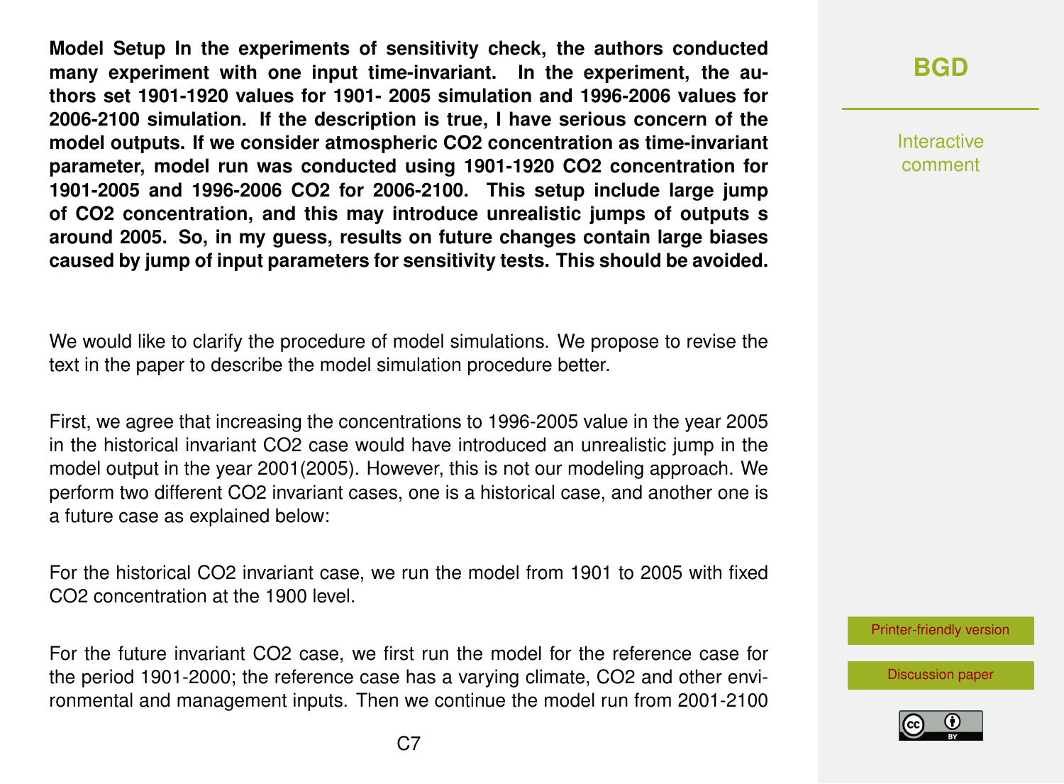**Model Setup In the experiments of sensitivity check, the authors conducted many experiment with one input time-invariant. In the experiment, the authors set 1901-1920 values for 1901- 2005 simulation and 1996-2006 values for 2006-2100 simulation. If the description is true, I have serious concern of the model outputs. If we consider atmospheric CO2 concentration as time-invariant parameter, model run was conducted using 1901-1920 CO2 concentration for 1901-2005 and 1996-2006 CO2 for 2006-2100. This setup include large jump of CO2 concentration, and this may introduce unrealistic jumps of outputs s around 2005. So, in my guess, results on future changes contain large biases caused by jump of input parameters for sensitivity tests. This should be avoided.**

We would like to clarify the procedure of model simulations. We propose to revise the text in the paper to describe the model simulation procedure better.

First, we agree that increasing the concentrations to 1996-2005 value in the year 2005 in the historical invariant CO2 case would have introduced an unrealistic jump in the model output in the year 2001(2005). However, this is not our modeling approach. We perform two different CO2 invariant cases, one is a historical case, and another one is a future case as explained below:

For the historical CO2 invariant case, we run the model from 1901 to 2005 with fixed CO2 concentration at the 1900 level.

For the future invariant CO2 case, we first run the model for the reference case for the period 1901-2000; the reference case has a varying climate, CO2 and other environmental and management inputs. Then we continue the model run from 2001-2100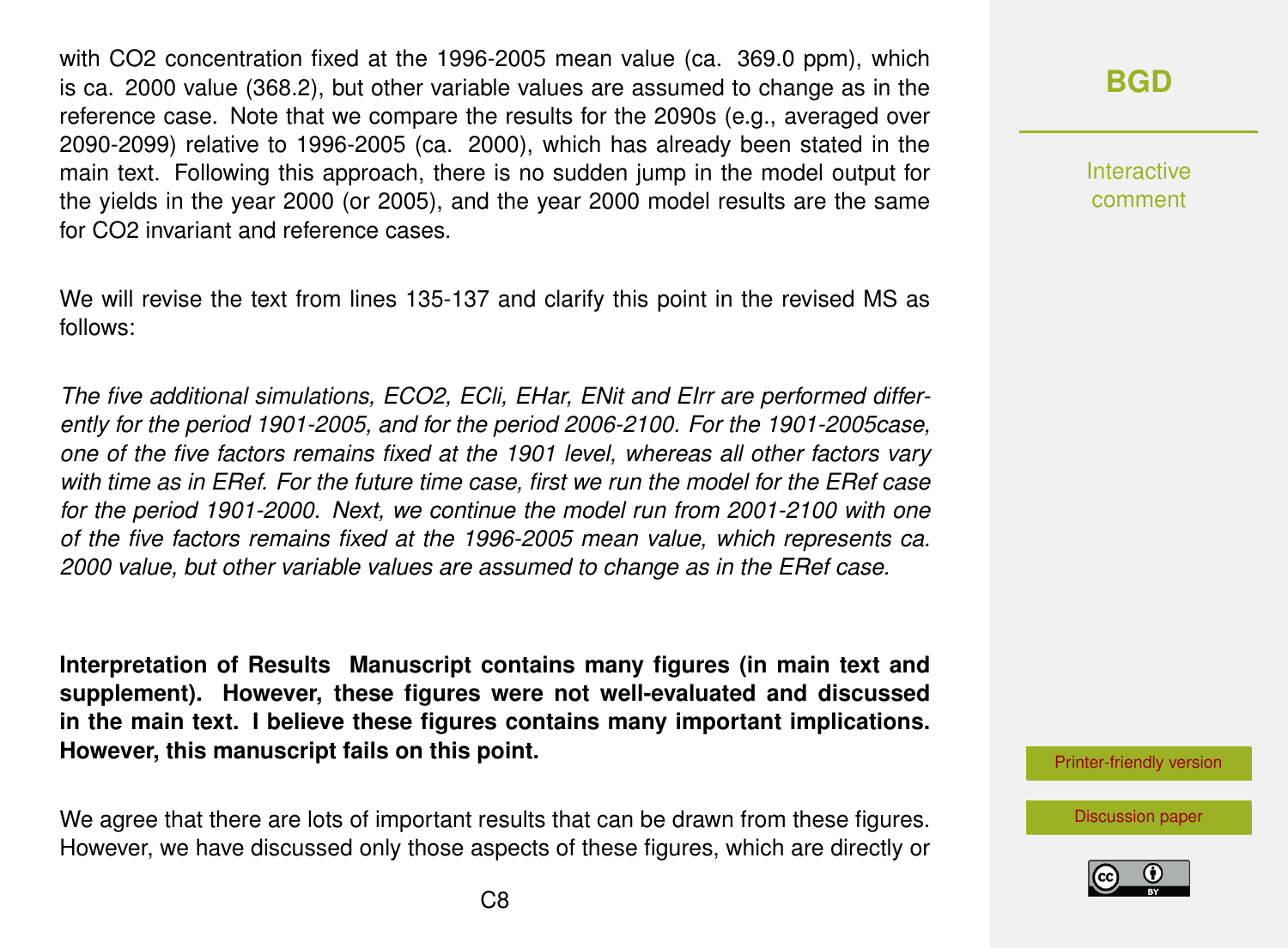with $CO_2$ concentration fixed at the 1996-2005 mean value (ca. 369.0 ppm), which is ca. 2000 value (368.2), but other variable values are assumed to change as in the reference case. Note that we compare the results for the 2090s (e.g., averaged over 2090-2099) relative to 1996-2005 (ca. 2000), which has already been stated in the main text. Following this approach, there is no sudden jump in the model output for the yields in the year 2000 (or 2005), and the year 2000 model results are the same for $CO_2$ invariant and reference cases.

We will revise the text from lines 135-137 and clarify this point in the revised MS as follows:

*The five additional simulations, ECO2, ECli, EHar, ENit and EIrr are performed differently for the period 1901-2005, and for the period 2006-2100. For the 1901-2005case, one of the five factors remains fixed at the 1901 level, whereas all other factors vary with time as in ERef. For the future time case, first we run the model for the ERef case for the period 1901-2000. Next, we continue the model run from 2001-2100 with one of the five factors remains fixed at the 1996-2005 mean value, which represents ca. 2000 value, but other variable values are assumed to change as in the ERef case.*

**Interpretation of Results Manuscript contains many figures (in main text and supplement). However, these figures were not well-evaluated and discussed in the main text. I believe these figures contains many important implications. However, this manuscript fails on this point.**

We agree that there are lots of important results that can be drawn from these figures. However, we have discussed only those aspects of these figures, which are directly or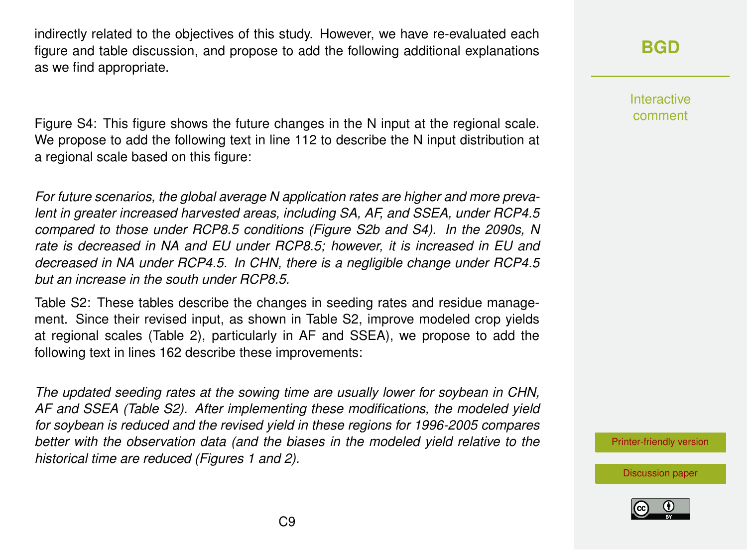indirectly related to the objectives of this study. However, we have re-evaluated each figure and table discussion, and propose to add the following additional explanations as we find appropriate.

Figure S4: This figure shows the future changes in the N input at the regional scale. We propose to add the following text in line 112 to describe the N input distribution at a regional scale based on this figure:

*For future scenarios, the global average N application rates are higher and more prevalent in greater increased harvested areas, including SA, AF, and SSEA, under RCP4.5 compared to those under RCP8.5 conditions (Figure S2b and S4). In the 2090s, N rate is decreased in NA and EU under RCP8.5; however, it is increased in EU and decreased in NA under RCP4.5. In CHN, there is a negligible change under RCP4.5 but an increase in the south under RCP8.5.*

Table S2: These tables describe the changes in seeding rates and residue management. Since their revised input, as shown in Table S2, improve modeled crop yields at regional scales (Table 2), particularly in AF and SSEA), we propose to add the following text in lines 162 describe these improvements:

*The updated seeding rates at the sowing time are usually lower for soybean in CHN, AF and SSEA (Table S2). After implementing these modifications, the modeled yield for soybean is reduced and the revised yield in these regions for 1996-2005 compares better with the observation data (and the biases in the modeled yield relative to the historical time are reduced (Figures 1 and 2).*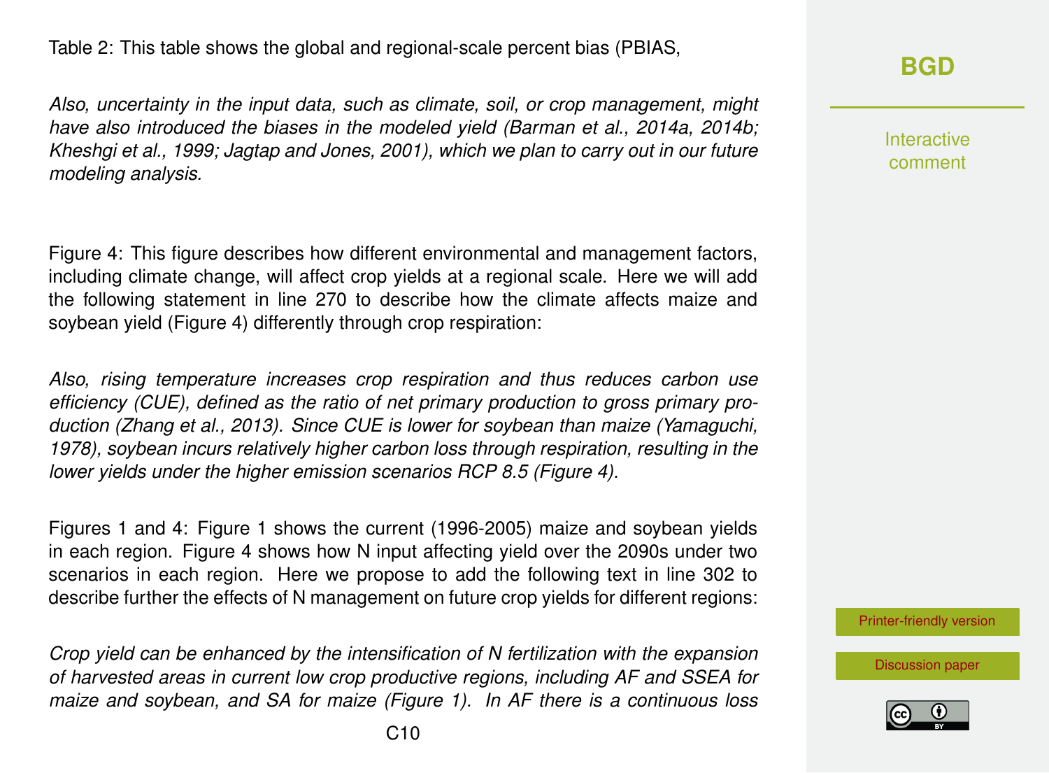Table 2: This table shows the global and regional-scale percent bias (PBIAS,

*Also, uncertainty in the input data, such as climate, soil, or crop management, might have also introduced the biases in the modeled yield (Barman et al., 2014a, 2014b; Kheshgi et al., 1999; Jagtap and Jones, 2001), which we plan to carry out in our future modeling analysis.*

Figure 4: This figure describes how different environmental and management factors, including climate change, will affect crop yields at a regional scale. Here we will add the following statement in line 270 to describe how the climate affects maize and soybean yield (Figure 4) differently through crop respiration:

*Also, rising temperature increases crop respiration and thus reduces carbon use efficiency (CUE), defined as the ratio of net primary production to gross primary production (Zhang et al., 2013). Since CUE is lower for soybean than maize (Yamaguchi, 1978), soybean incurs relatively higher carbon loss through respiration, resulting in the lower yields under the higher emission scenarios RCP 8.5 (Figure 4).*

Figures 1 and 4: Figure 1 shows the current (1996-2005) maize and soybean yields in each region. Figure 4 shows how N input affecting yield over the 2090s under two scenarios in each region. Here we propose to add the following text in line 302 to describe further the effects of N management on future crop yields for different regions:

*Crop yield can be enhanced by the intensification of N fertilization with the expansion of harvested areas in current low crop productive regions, including AF and SSEA for maize and soybean, and SA for maize (Figure 1). In AF there is a continuous loss*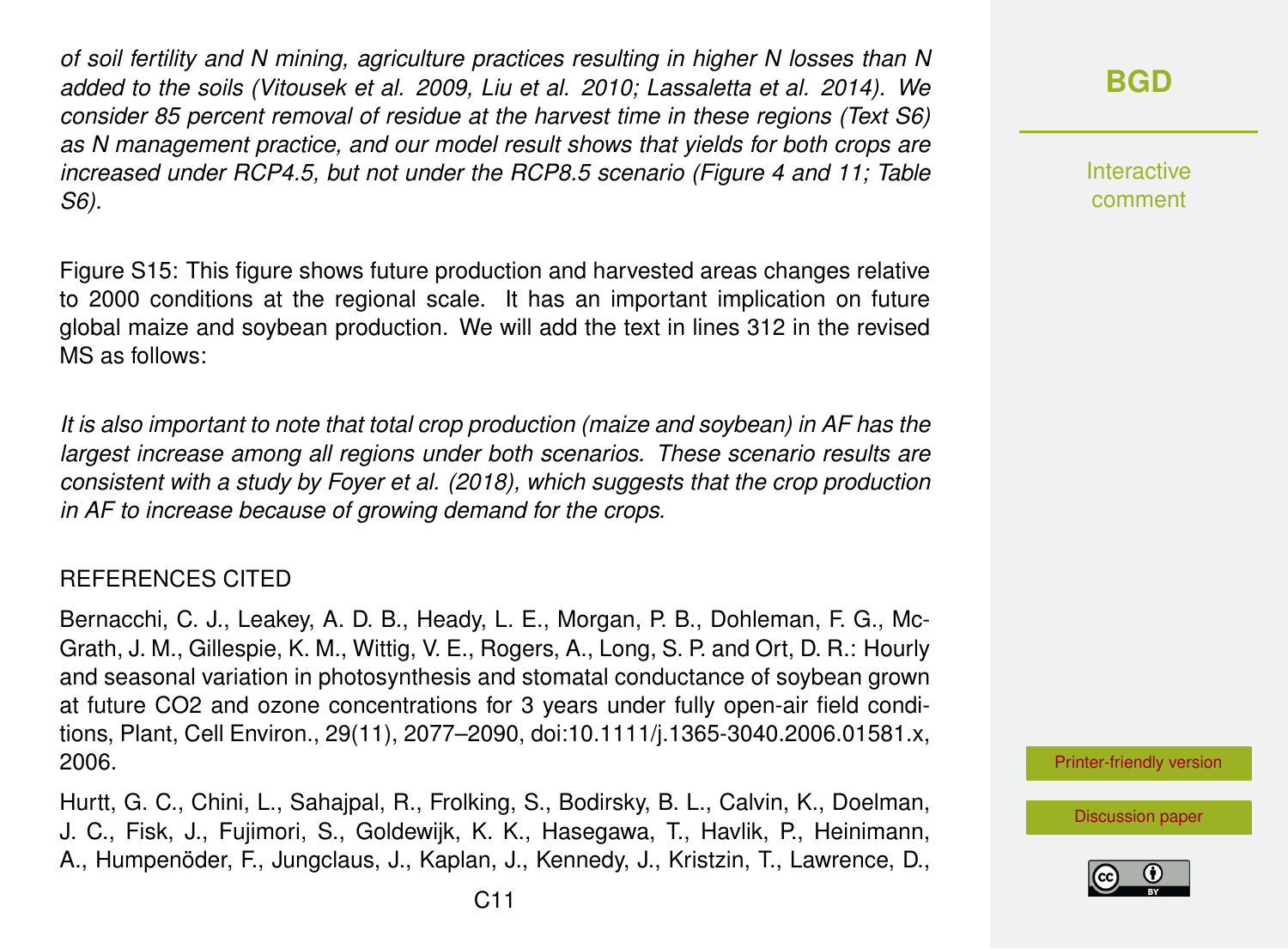*of soil fertility and N mining, agriculture practices resulting in higher N losses than N added to the soils (Vitousek et al. 2009, Liu et al. 2010; Lassaletta et al. 2014). We consider 85 percent removal of residue at the harvest time in these regions (Text S6) as N management practice, and our model result shows that yields for both crops are increased under RCP4.5, but not under the RCP8.5 scenario (Figure 4 and 11; Table S6).*

Figure S15: This figure shows future production and harvested areas changes relative to 2000 conditions at the regional scale. It has an important implication on future global maize and soybean production. We will add the text in lines 312 in the revised MS as follows:

*It is also important to note that total crop production (maize and soybean) in AF has the largest increase among all regions under both scenarios. These scenario results are consistent with a study by Foyer et al. (2018), which suggests that the crop production in AF to increase because of growing demand for the crops.*

REFERENCES CITED

Bernacchi, C. J., Leakey, A. D. B., Heady, L. E., Morgan, P. B., Dohleman, F. G., McGrath, J. M., Gillespie, K. M., Wittig, V. E., Rogers, A., Long, S. P. and Ort, D. R.: Hourly and seasonal variation in photosynthesis and stomatal conductance of soybean grown at future CO2 and ozone concentrations for 3 years under fully open-air field conditions, Plant, Cell Environ., 29(11), 2077–2090, doi:10.1111/j.1365-3040.2006.01581.x, 2006.

Hurtt, G. C., Chini, L., Sahajpal, R., Frolking, S., Bodirsky, B. L., Calvin, K., Doelman, J. C., Fisk, J., Fujimori, S., Goldewijk, K. K., Hasegawa, T., Havlik, P., Heinimann, A., Humpenöder, F., Jungclaus, J., Kaplan, J., Kennedy, J., Kristzin, T., Lawrence, D.,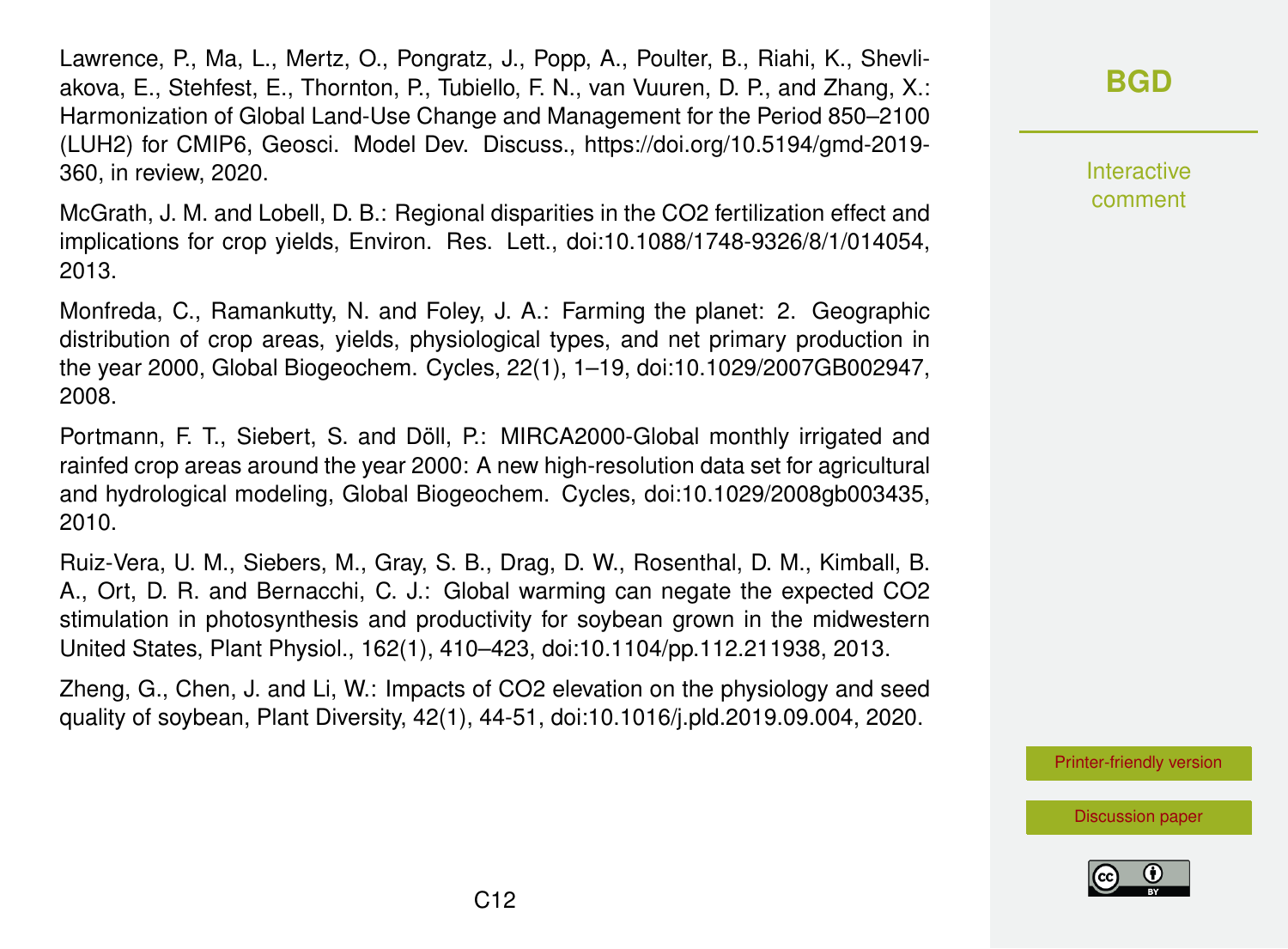Lawrence, P., Ma, L., Mertz, O., Pongratz, J., Popp, A., Poulter, B., Riahi, K., Shevliakova, E., Stehfest, E., Thornton, P., Tubiello, F. N., van Vuuren, D. P., and Zhang, X.: Harmonization of Global Land-Use Change and Management for the Period 850–2100 (LUH2) for CMIP6, Geosci. Model Dev. Discuss., https://doi.org/10.5194/gmd-2019-360, in review, 2020.

McGrath, J. M. and Lobell, D. B.: Regional disparities in the CO2 fertilization effect and implications for crop yields, Environ. Res. Lett., doi:10.1088/1748-9326/8/1/014054, 2013.

Monfreda, C., Ramankutty, N. and Foley, J. A.: Farming the planet: 2. Geographic distribution of crop areas, yields, physiological types, and net primary production in the year 2000, Global Biogeochem. Cycles, 22(1), 1–19, doi:10.1029/2007GB002947, 2008.

Portmann, F. T., Siebert, S. and Döll, P.: MIRCA2000-Global monthly irrigated and rainfed crop areas around the year 2000: A new high-resolution data set for agricultural and hydrological modeling, Global Biogeochem. Cycles, doi:10.1029/2008gb003435, 2010.

Ruiz-Vera, U. M., Siebers, M., Gray, S. B., Drag, D. W., Rosenthal, D. M., Kimball, B. A., Ort, D. R. and Bernacchi, C. J.: Global warming can negate the expected CO2 stimulation in photosynthesis and productivity for soybean grown in the midwestern United States, Plant Physiol., 162(1), 410–423, doi:10.1104/pp.112.211938, 2013.

Zheng, G., Chen, J. and Li, W.: Impacts of CO2 elevation on the physiology and seed quality of soybean, Plant Diversity, 42(1), 44-51, doi:10.1016/j.pld.2019.09.004, 2020.